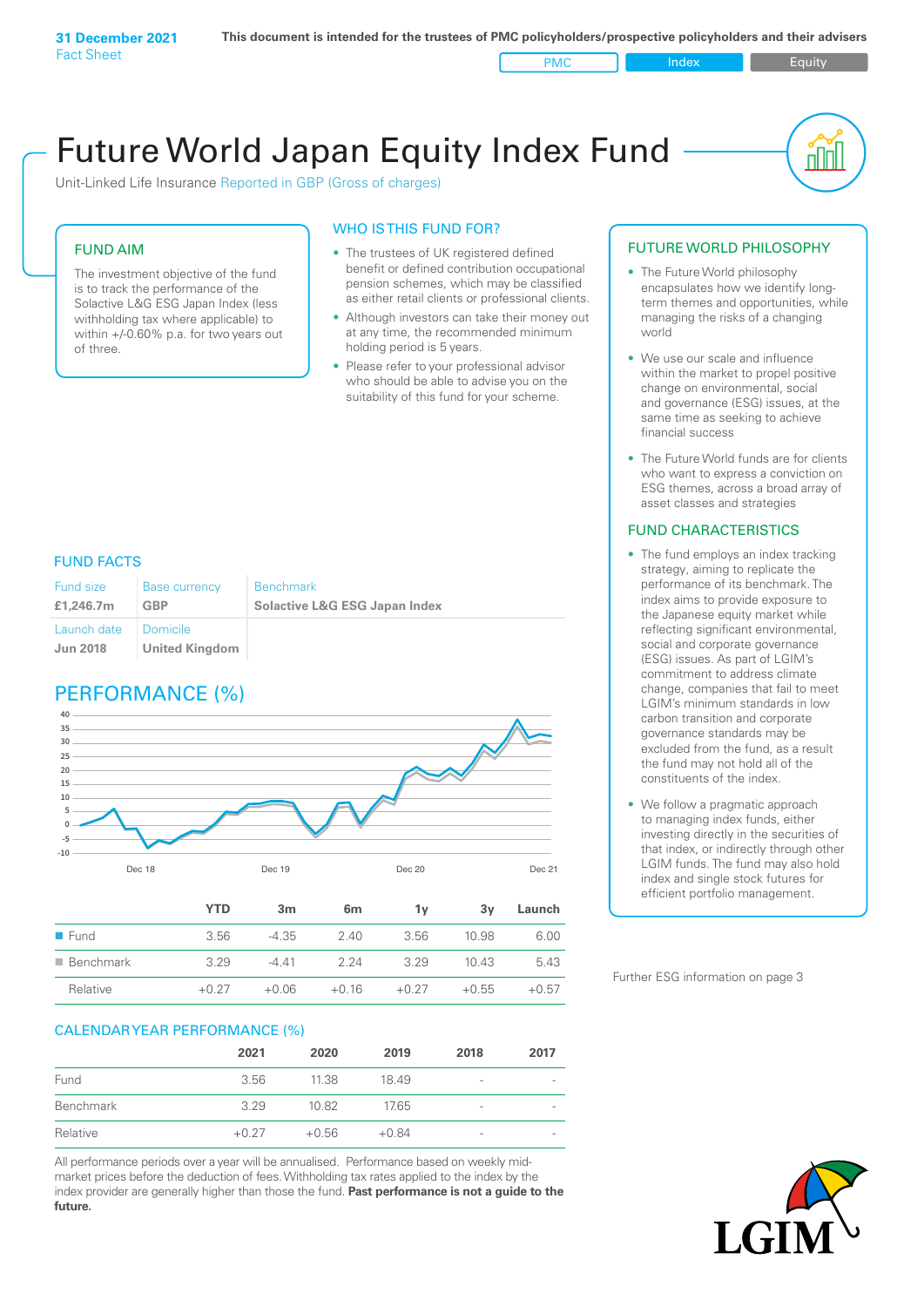**31 December 2021**
Fact Sheet

**This document is intended for the trustees of PMC policyholders/prospective policyholders and their advisers**

PMC | Index | Equity

# Future World Japan Equity Index Fund

Unit-Linked Life Insurance Reported in GBP (Gross of charges)

## FUND AIM

The investment objective of the fund is to track the performance of the Solactive L&G ESG Japan Index (less withholding tax where applicable) to within +/-0.60% p.a. for two years out of three.

## WHO IS THIS FUND FOR?

- The trustees of UK registered defined benefit or defined contribution occupational pension schemes, which may be classified as either retail clients or professional clients.
- Although investors can take their money out at any time, the recommended minimum holding period is 5 years.
- Please refer to your professional advisor who should be able to advise you on the suitability of this fund for your scheme.

## FUND FACTS

| Fund size | Base currency | Benchmark |
|---|---|---|
| **£1,246.7m** | **GBP** | **Solactive L&G ESG Japan Index** |
| Launch date | Domicile | |
| **Jun 2018** | **United Kingdom** | |

## PERFORMANCE (%)

| | YTD | 3m | 6m | 1y | 3y | Launch |
|---|---|---|---|---|---|---|
| Fund | 3.56 | -4.35 | 2.40 | 3.56 | 10.98 | 6.00 |
| Benchmark | 3.29 | -4.41 | 2.24 | 3.29 | 10.43 | 5.43 |
| Relative | +0.27 | +0.06 | +0.16 | +0.27 | +0.55 | +0.57 |

## CALENDAR YEAR PERFORMANCE (%)

| | 2021 | 2020 | 2019 | 2018 | 2017 |
|---|---|---|---|---|---|
| Fund | 3.56 | 11.38 | 18.49 | - | - |
| Benchmark | 3.29 | 10.82 | 17.65 | - | - |
| Relative | +0.27 | +0.56 | +0.84 | - | - |

All performance periods over a year will be annualised. Performance based on weekly mid-market prices before the deduction of fees. Withholding tax rates applied to the index by the index provider are generally higher than those the fund. **Past performance is not a guide to the future.**

## FUTURE WORLD PHILOSOPHY

- The Future World philosophy encapsulates how we identify long-term themes and opportunities, while managing the risks of a changing world
- We use our scale and influence within the market to propel positive change on environmental, social and governance (ESG) issues, at the same time as seeking to achieve financial success
- The Future World funds are for clients who want to express a conviction on ESG themes, across a broad array of asset classes and strategies

## FUND CHARACTERISTICS

- The fund employs an index tracking strategy, aiming to replicate the performance of its benchmark. The index aims to provide exposure to the Japanese equity market while reflecting significant environmental, social and corporate governance (ESG) issues. As part of LGIM's commitment to address climate change, companies that fail to meet LGIM's minimum standards in low carbon transition and corporate governance standards may be excluded from the fund, as a result the fund may not hold all of the constituents of the index.
- We follow a pragmatic approach to managing index funds, either investing directly in the securities of that index, or indirectly through other LGIM funds. The fund may also hold index and single stock futures for efficient portfolio management.

Further ESG information on page 3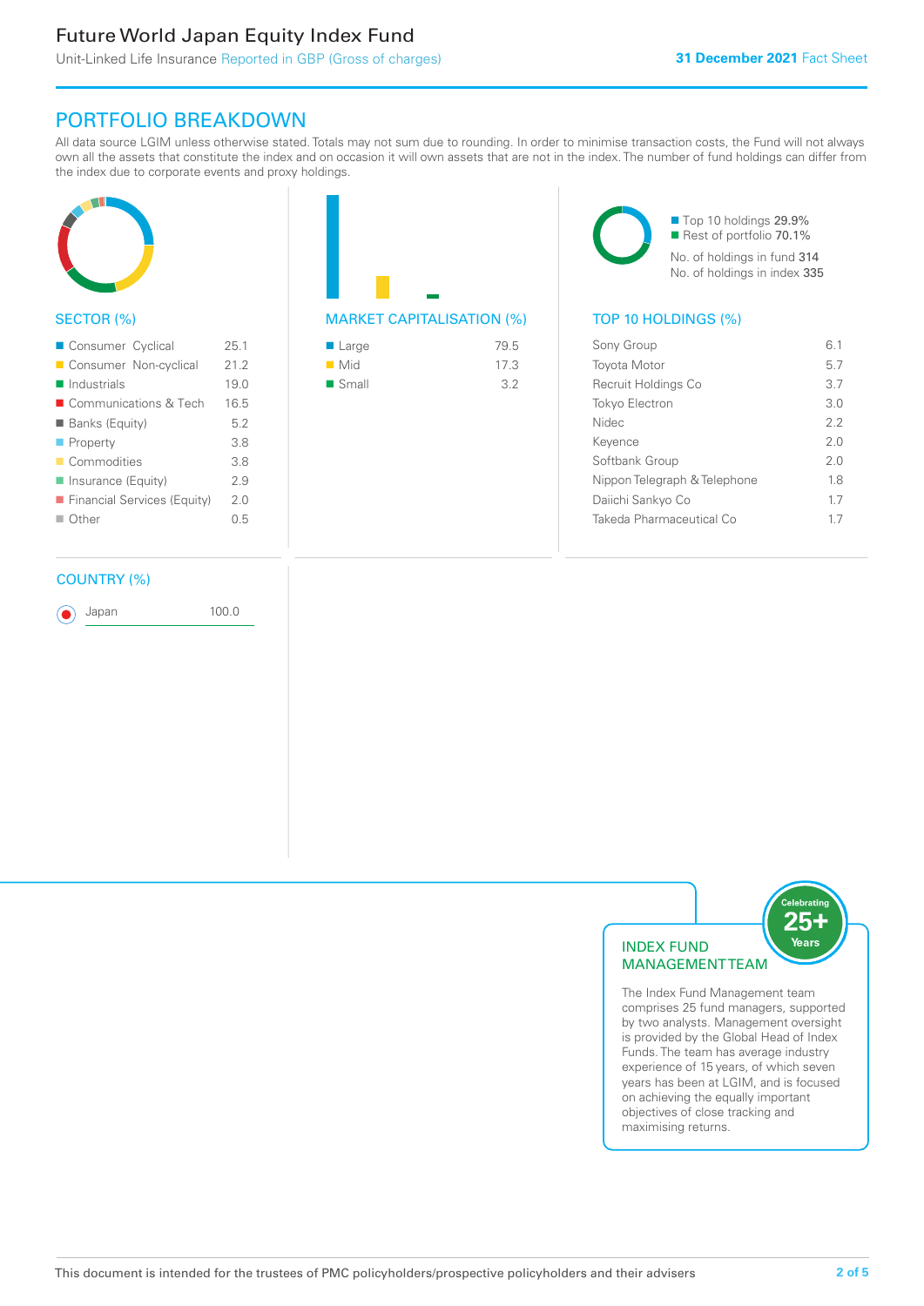Future World Japan Equity Index Fund

Unit-Linked Life Insurance Reported in GBP (Gross of charges)

**31 December 2021** Fact Sheet

## PORTFOLIO BREAKDOWN

All data source LGIM unless otherwise stated. Totals may not sum due to rounding. In order to minimise transaction costs, the Fund will not always own all the assets that constitute the index and on occasion it will own assets that are not in the index. The number of fund holdings can differ from the index due to corporate events and proxy holdings.

### SECTOR (%)

| Sector | % |
|---|---|
| Consumer Cyclical | 25.1 |
| Consumer Non-cyclical | 21.2 |
| Industrials | 19.0 |
| Communications & Tech | 16.5 |
| Banks (Equity) | 5.2 |
| Property | 3.8 |
| Commodities | 3.8 |
| Insurance (Equity) | 2.9 |
| Financial Services (Equity) | 2.0 |
| Other | 0.5 |

### MARKET CAPITALISATION (%)

| Market Capitalisation | % |
|---|---|
| Large | 79.5 |
| Mid | 17.3 |
| Small | 3.2 |

Top 10 holdings 29.9%
Rest of portfolio 70.1%
No. of holdings in fund 314
No. of holdings in index 335

### TOP 10 HOLDINGS (%)

| Holding | % |
|---|---|
| Sony Group | 6.1 |
| Toyota Motor | 5.7 |
| Recruit Holdings Co | 3.7 |
| Tokyo Electron | 3.0 |
| Nidec | 2.2 |
| Keyence | 2.0 |
| Softbank Group | 2.0 |
| Nippon Telegraph & Telephone | 1.8 |
| Daiichi Sankyo Co | 1.7 |
| Takeda Pharmaceutical Co | 1.7 |

### COUNTRY (%)

| Country | % |
|---|---|
| Japan | 100.0 |

### INDEX FUND MANAGEMENT TEAM

Celebrating 25+ Years

The Index Fund Management team comprises 25 fund managers, supported by two analysts. Management oversight is provided by the Global Head of Index Funds. The team has average industry experience of 15 years, of which seven years has been at LGIM, and is focused on achieving the equally important objectives of close tracking and maximising returns.

This document is intended for the trustees of PMC policyholders/prospective policyholders and their advisers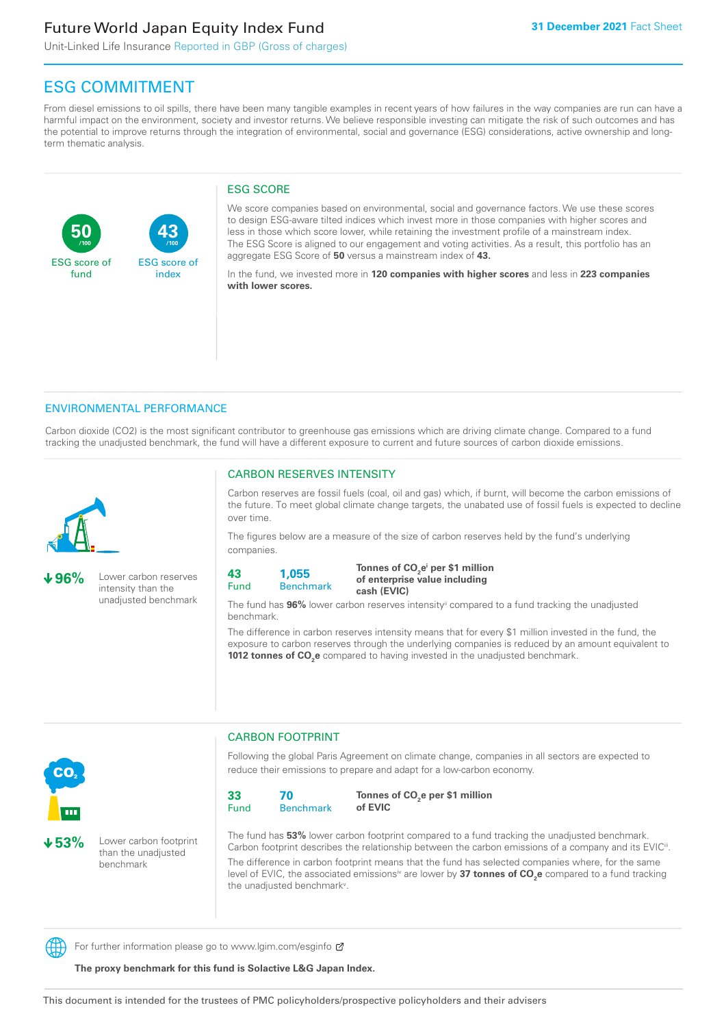# ESG COMMITMENT

From diesel emissions to oil spills, there have been many tangible examples in recent years of how failures in the way companies are run can have a harmful impact on the environment, society and investor returns. We believe responsible investing can mitigate the risk of such outcomes and has the potential to improve returns through the integration of environmental, social and governance (ESG) considerations, active ownership and long-term thematic analysis.

**50** /100 ESG score of fund

**43** /100 ESG score of index

## ESG SCORE

We score companies based on environmental, social and governance factors. We use these scores to design ESG-aware tilted indices which invest more in those companies with higher scores and less in those which score lower, while retaining the investment profile of a mainstream index. The ESG Score is aligned to our engagement and voting activities. As a result, this portfolio has an aggregate ESG Score of **50** versus a mainstream index of **43.**

In the fund, we invested more in **120 companies with higher scores** and less in **223 companies with lower scores.**

## ENVIRONMENTAL PERFORMANCE

Carbon dioxide (CO2) is the most significant contributor to greenhouse gas emissions which are driving climate change. Compared to a fund tracking the unadjusted benchmark, the fund will have a different exposure to current and future sources of carbon dioxide emissions.

**↓96%** Lower carbon reserves intensity than the unadjusted benchmark

### CARBON RESERVES INTENSITY

Carbon reserves are fossil fuels (coal, oil and gas) which, if burnt, will become the carbon emissions of the future. To meet global climate change targets, the unabated use of fossil fuels is expected to decline over time.

The figures below are a measure of the size of carbon reserves held by the fund's underlying companies.

| 43 Fund | 1,055 Benchmark | Tonnes of $CO_2e$[i] per $1 million of enterprise value including cash (EVIC) |
|---|---|---|

The fund has **96%** lower carbon reserves intensity[ii] compared to a fund tracking the unadjusted benchmark.

The difference in carbon reserves intensity means that for every $1 million invested in the fund, the exposure to carbon reserves through the underlying companies is reduced by an amount equivalent to **1012 tonnes of $CO_2e$** compared to having invested in the unadjusted benchmark.

**↓53%** Lower carbon footprint than the unadjusted benchmark

### CARBON FOOTPRINT

Following the global Paris Agreement on climate change, companies in all sectors are expected to reduce their emissions to prepare and adapt for a low-carbon economy.

| 33 Fund | 70 Benchmark | Tonnes of $CO_2e$ per $1 million of EVIC |
|---|---|---|

The fund has **53%** lower carbon footprint compared to a fund tracking the unadjusted benchmark. Carbon footprint describes the relationship between the carbon emissions of a company and its EVIC[iii].

The difference in carbon footprint means that the fund has selected companies where, for the same level of EVIC, the associated emissions[iv] are lower by **37 tonnes of $CO_2e$** compared to a fund tracking the unadjusted benchmark[v].

For further information please go to www.lgim.com/esginfo

**The proxy benchmark for this fund is Solactive L&G Japan Index.**

This document is intended for the trustees of PMC policyholders/prospective policyholders and their advisers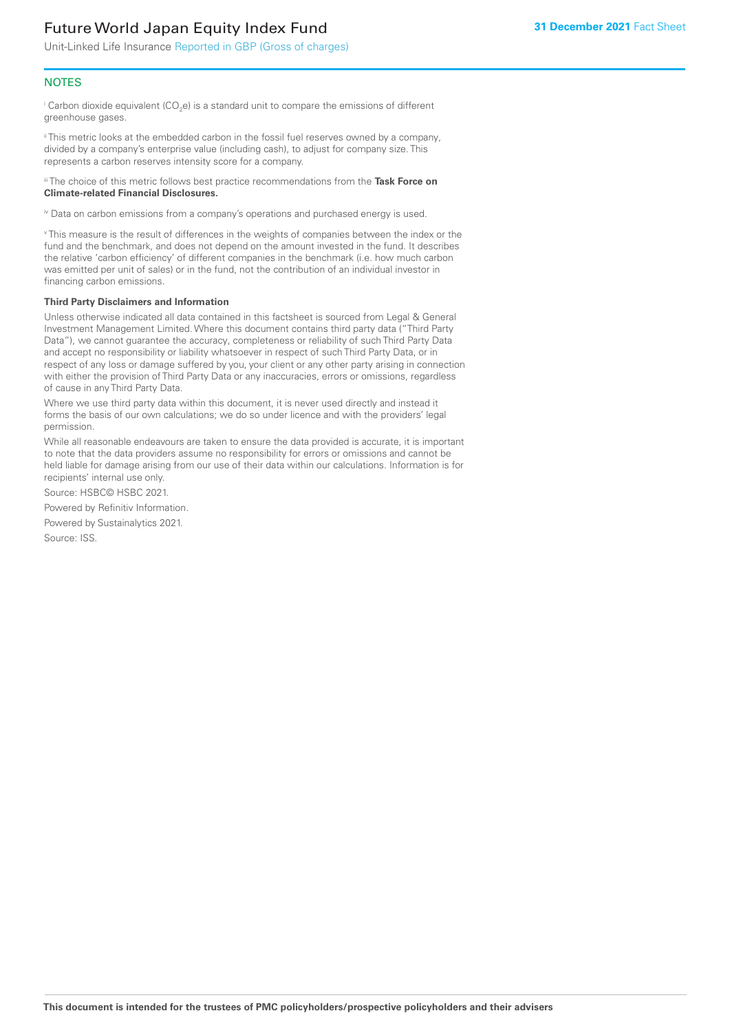## NOTES

[i] Carbon dioxide equivalent ($CO_2e$) is a standard unit to compare the emissions of different greenhouse gases.

[ii] This metric looks at the embedded carbon in the fossil fuel reserves owned by a company, divided by a company's enterprise value (including cash), to adjust for company size. This represents a carbon reserves intensity score for a company.

[iii] The choice of this metric follows best practice recommendations from the **Task Force on Climate-related Financial Disclosures.**

[iv] Data on carbon emissions from a company's operations and purchased energy is used.

[v] This measure is the result of differences in the weights of companies between the index or the fund and the benchmark, and does not depend on the amount invested in the fund. It describes the relative 'carbon efficiency' of different companies in the benchmark (i.e. how much carbon was emitted per unit of sales) or in the fund, not the contribution of an individual investor in financing carbon emissions.

**Third Party Disclaimers and Information**

Unless otherwise indicated all data contained in this factsheet is sourced from Legal & General Investment Management Limited. Where this document contains third party data ("Third Party Data"), we cannot guarantee the accuracy, completeness or reliability of such Third Party Data and accept no responsibility or liability whatsoever in respect of such Third Party Data, or in respect of any loss or damage suffered by you, your client or any other party arising in connection with either the provision of Third Party Data or any inaccuracies, errors or omissions, regardless of cause in any Third Party Data.

Where we use third party data within this document, it is never used directly and instead it forms the basis of our own calculations; we do so under licence and with the providers' legal permission.

While all reasonable endeavours are taken to ensure the data provided is accurate, it is important to note that the data providers assume no responsibility for errors or omissions and cannot be held liable for damage arising from our use of their data within our calculations. Information is for recipients' internal use only.

Source: HSBC© HSBC 2021.

Powered by Refinitiv Information.

Powered by Sustainalytics 2021.

Source: ISS.

**This document is intended for the trustees of PMC policyholders/prospective policyholders and their advisers**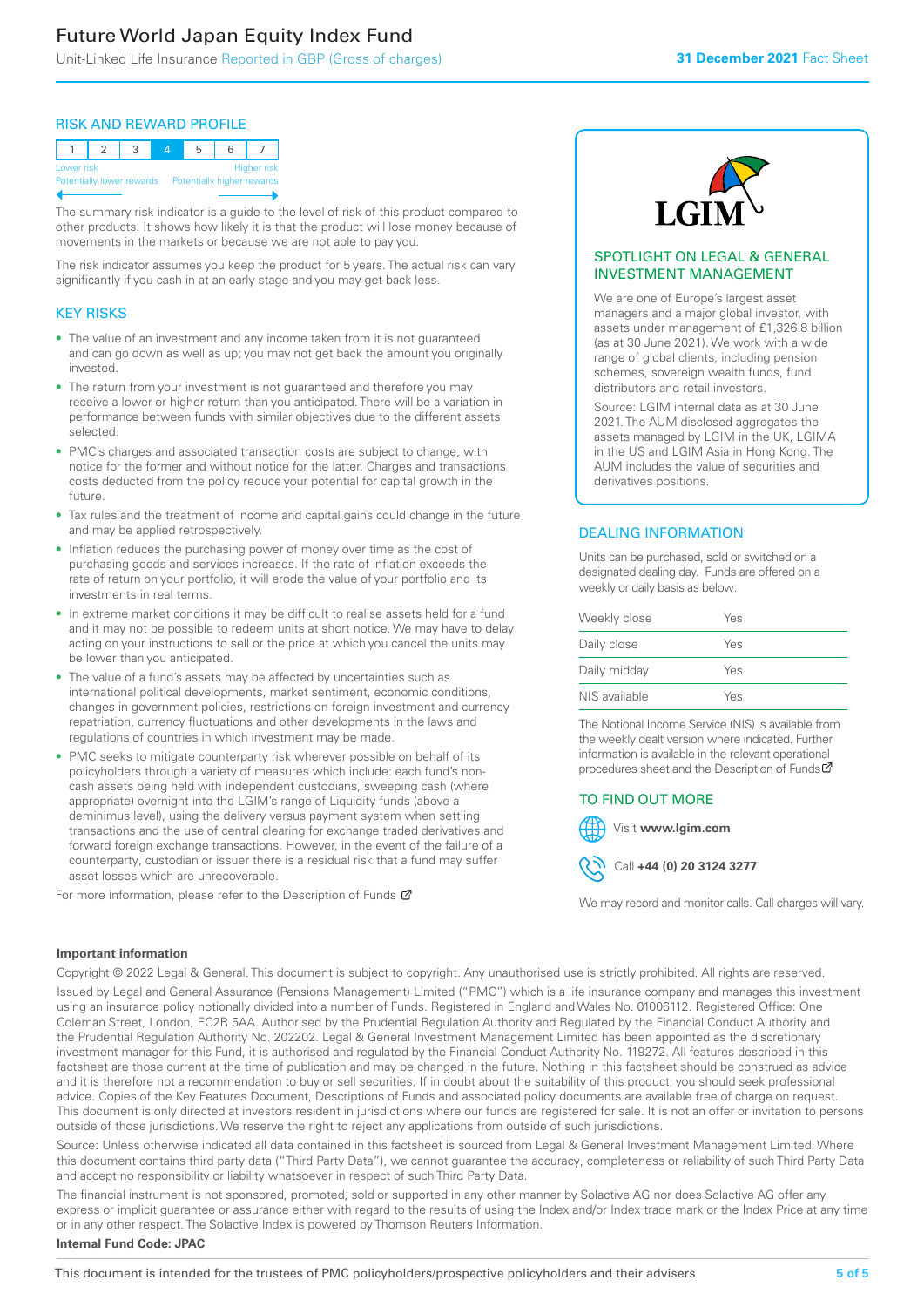# Future World Japan Equity Index Fund

Unit-Linked Life Insurance Reported in GBP (Gross of charges)

**31 December 2021** Fact Sheet

## RISK AND REWARD PROFILE

| 1 | 2 | 3 | 4 | 5 | 6 | 7 |
|---|---|---|---|---|---|---|

Lower risk — Higher risk

Potentially lower rewards — Potentially higher rewards

The summary risk indicator is a guide to the level of risk of this product compared to other products. It shows how likely it is that the product will lose money because of movements in the markets or because we are not able to pay you.

The risk indicator assumes you keep the product for 5 years. The actual risk can vary significantly if you cash in at an early stage and you may get back less.

## KEY RISKS

- The value of an investment and any income taken from it is not guaranteed and can go down as well as up; you may not get back the amount you originally invested.
- The return from your investment is not guaranteed and therefore you may receive a lower or higher return than you anticipated. There will be a variation in performance between funds with similar objectives due to the different assets selected.
- PMC's charges and associated transaction costs are subject to change, with notice for the former and without notice for the latter. Charges and transactions costs deducted from the policy reduce your potential for capital growth in the future.
- Tax rules and the treatment of income and capital gains could change in the future and may be applied retrospectively.
- Inflation reduces the purchasing power of money over time as the cost of purchasing goods and services increases. If the rate of inflation exceeds the rate of return on your portfolio, it will erode the value of your portfolio and its investments in real terms.
- In extreme market conditions it may be difficult to realise assets held for a fund and it may not be possible to redeem units at short notice. We may have to delay acting on your instructions to sell or the price at which you cancel the units may be lower than you anticipated.
- The value of a fund's assets may be affected by uncertainties such as international political developments, market sentiment, economic conditions, changes in government policies, restrictions on foreign investment and currency repatriation, currency fluctuations and other developments in the laws and regulations of countries in which investment may be made.
- PMC seeks to mitigate counterparty risk wherever possible on behalf of its policyholders through a variety of measures which include: each fund's non-cash assets being held with independent custodians, sweeping cash (where appropriate) overnight into the LGIM's range of Liquidity funds (above a deminimus level), using the delivery versus payment system when settling transactions and the use of central clearing for exchange traded derivatives and forward foreign exchange transactions. However, in the event of the failure of a counterparty, custodian or issuer there is a residual risk that a fund may suffer asset losses which are unrecoverable.

For more information, please refer to the Description of Funds

## SPOTLIGHT ON LEGAL & GENERAL INVESTMENT MANAGEMENT

We are one of Europe's largest asset managers and a major global investor, with assets under management of £1,326.8 billion (as at 30 June 2021). We work with a wide range of global clients, including pension schemes, sovereign wealth funds, fund distributors and retail investors.

Source: LGIM internal data as at 30 June 2021. The AUM disclosed aggregates the assets managed by LGIM in the UK, LGIMA in the US and LGIM Asia in Hong Kong. The AUM includes the value of securities and derivatives positions.

## DEALING INFORMATION

Units can be purchased, sold or switched on a designated dealing day. Funds are offered on a weekly or daily basis as below:

| | |
|---|---|
| Weekly close | Yes |
| Daily close | Yes |
| Daily midday | Yes |
| NIS available | Yes |

The Notional Income Service (NIS) is available from the weekly dealt version where indicated. Further information is available in the relevant operational procedures sheet and the Description of Funds

## TO FIND OUT MORE

Visit **www.lgim.com**

Call **+44 (0) 20 3124 3277**

We may record and monitor calls. Call charges will vary.

**Important information**

Copyright © 2022 Legal & General. This document is subject to copyright. Any unauthorised use is strictly prohibited. All rights are reserved.

Issued by Legal and General Assurance (Pensions Management) Limited ("PMC") which is a life insurance company and manages this investment using an insurance policy notionally divided into a number of Funds. Registered in England and Wales No. 01006112. Registered Office: One Coleman Street, London, EC2R 5AA. Authorised by the Prudential Regulation Authority and Regulated by the Financial Conduct Authority and the Prudential Regulation Authority No. 202202. Legal & General Investment Management Limited has been appointed as the discretionary investment manager for this Fund, it is authorised and regulated by the Financial Conduct Authority No. 119272. All features described in this factsheet are those current at the time of publication and may be changed in the future. Nothing in this factsheet should be construed as advice and it is therefore not a recommendation to buy or sell securities. If in doubt about the suitability of this product, you should seek professional advice. Copies of the Key Features Document, Descriptions of Funds and associated policy documents are available free of charge on request. This document is only directed at investors resident in jurisdictions where our funds are registered for sale. It is not an offer or invitation to persons outside of those jurisdictions. We reserve the right to reject any applications from outside of such jurisdictions.

Source: Unless otherwise indicated all data contained in this factsheet is sourced from Legal & General Investment Management Limited. Where this document contains third party data ("Third Party Data"), we cannot guarantee the accuracy, completeness or reliability of such Third Party Data and accept no responsibility or liability whatsoever in respect of such Third Party Data.

The financial instrument is not sponsored, promoted, sold or supported in any other manner by Solactive AG nor does Solactive AG offer any express or implicit guarantee or assurance either with regard to the results of using the Index and/or Index trade mark or the Index Price at any time or in any other respect. The Solactive Index is powered by Thomson Reuters Information.

**Internal Fund Code: JPAC**

This document is intended for the trustees of PMC policyholders/prospective policyholders and their advisers